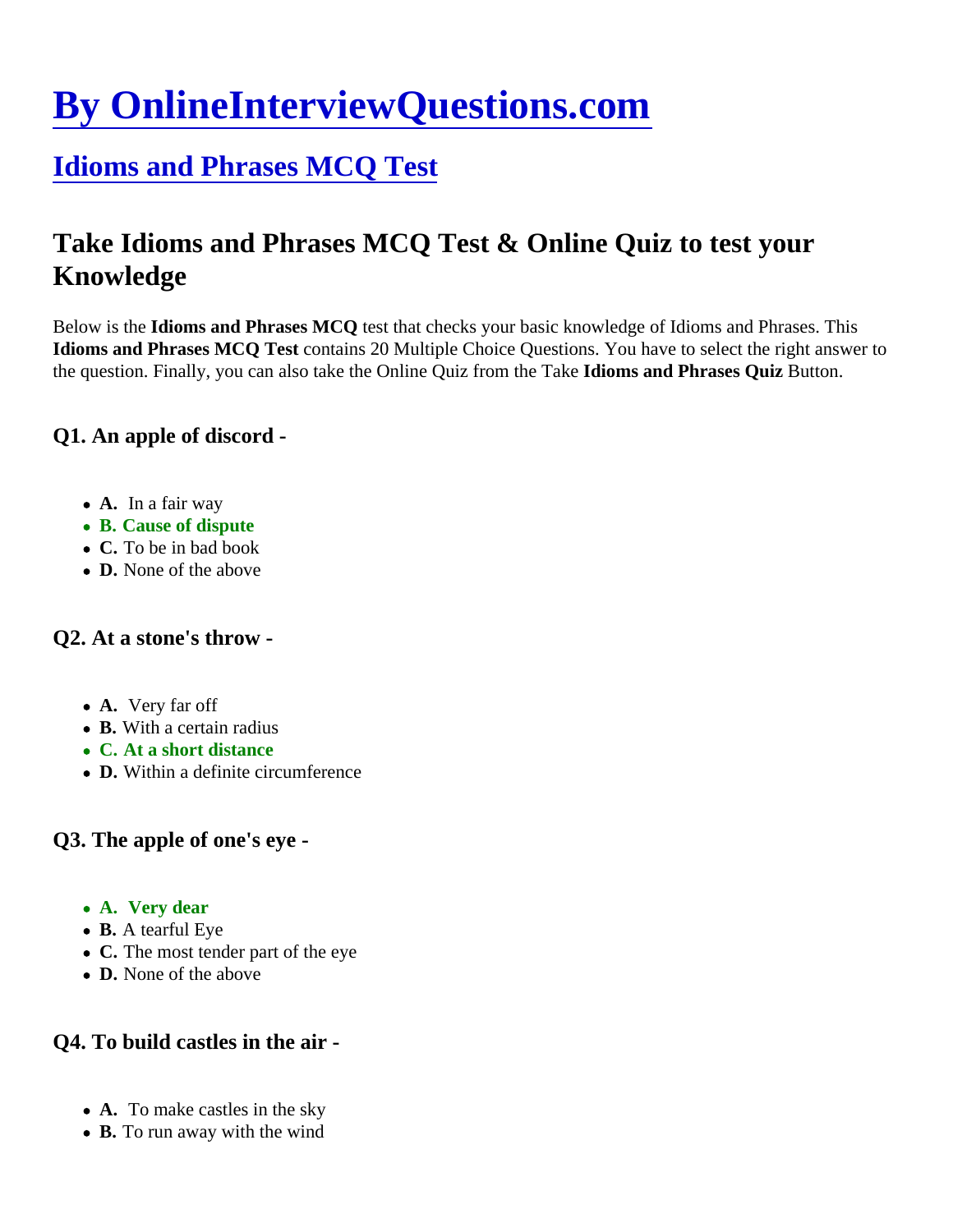# By OnlineInterviewQuestions.com

## Idioms and Phrases MCQ Test

## Take Idioms and Phrases MCQ Test & Online Quiz to test your Knowledge

Below is the **Idioms and Phrases MCQ** test that checks your basic knowledge of Idioms and Phrases. This **Idioms and Phrases MCQ Test** contains 20 Multiple Choice Questions. You have to select the right answer to the question. Finally, you can also take the Online Quiz from the Take **Idioms and Phrases Quiz** Button.

### Q1. An apple of discord -

- **A.** In a fair way
- **B. Cause of dispute**
- **C.** To be in bad book
- **D.** None of the above

### Q2. At a stone's throw -

- **A.** Very far off
- **B.** With a certain radius
- **C. At a short distance**
- **D.** Within a definite circumference

### Q3. The apple of one's eye -

- **A. Very dear**
- **B.** A tearful Eye
- **C.** The most tender part of the eye
- **D.** None of the above

### Q4. To build castles in the air -

- **A.** To make castles in the sky
- **B.** To run away with the wind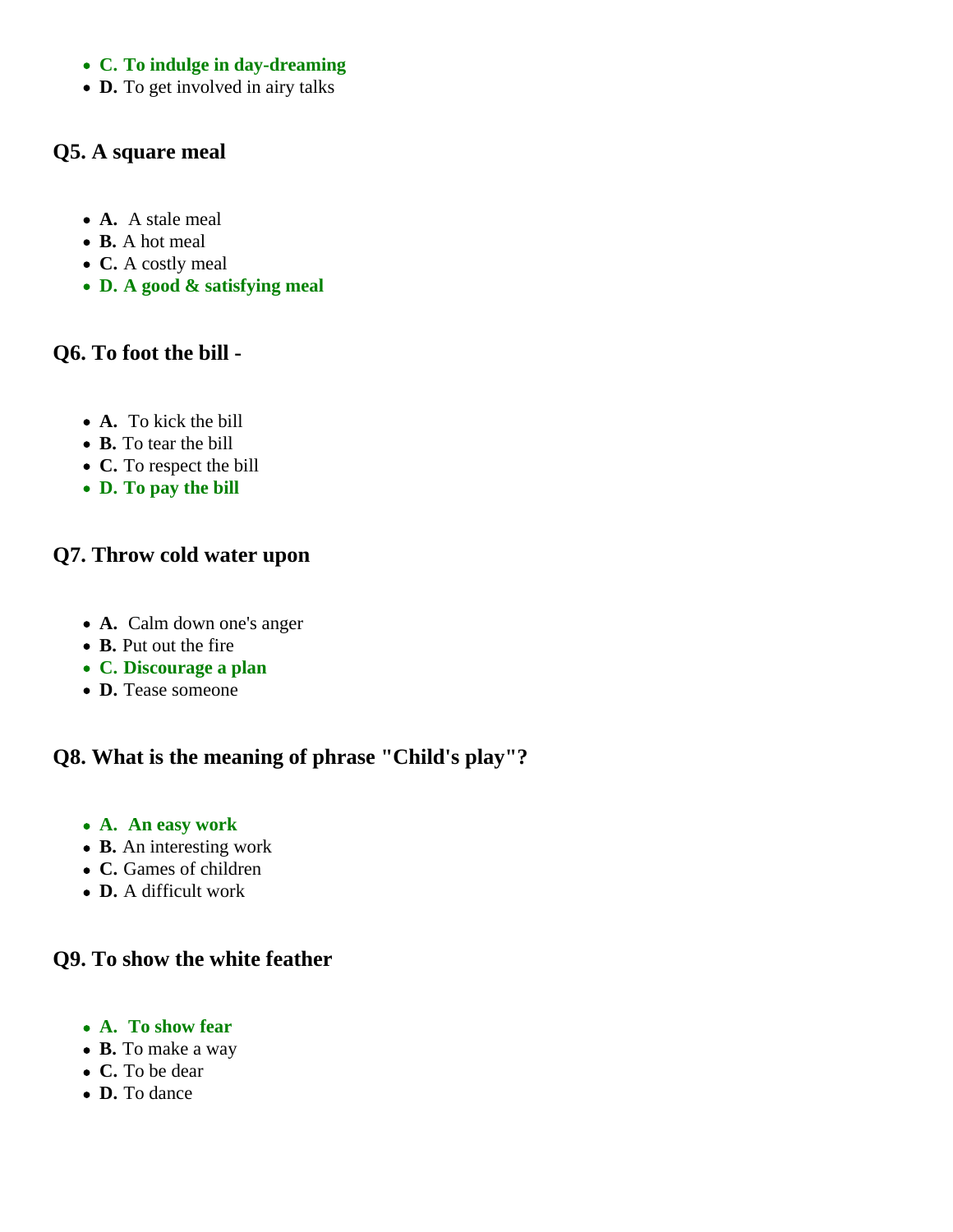- **C. To indulge in day-dreaming**
- **D.** To get involved in airy talks

### Q5. A square meal

- **A.** A stale meal
- **B.** A hot meal
- **C.** A costly meal
- **D. A good & satisfying meal**

### Q6. To foot the bill -

- **A.** To kick the bill
- **B.** To tear the bill
- **C.** To respect the bill
- **D. To pay the bill**

### Q7. Throw cold water upon

- **A.** Calm down one's anger
- **B.** Put out the fire
- **C. Discourage a plan**
- **D.** Tease someone

### Q8. What is the meaning of phrase "Child's play"?

- **A. An easy work**
- **B.** An interesting work
- **C.** Games of children
- **D.** A difficult work

### Q9. To show the white feather

- **A. To show fear**
- **B.** To make a way
- **C.** To be dear
- **D.** To dance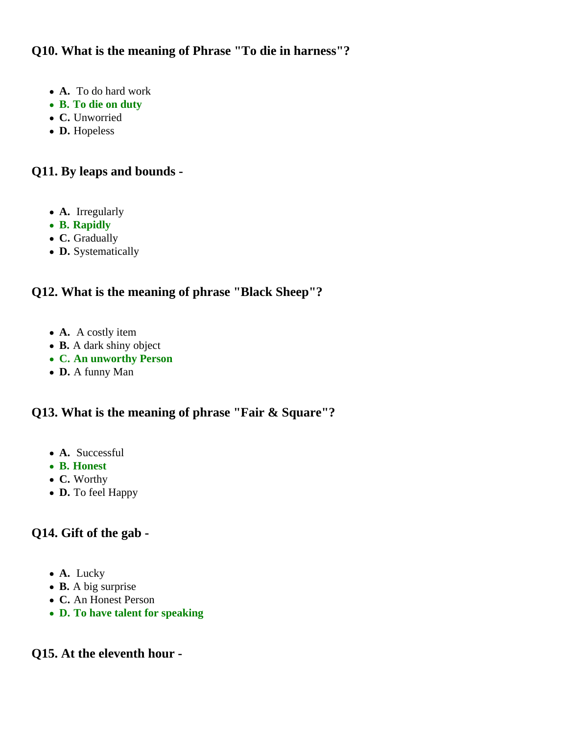### Q10. What is the meaning of Phrase "To die in harness"?

- **A.** To do hard work
- **B. To die on duty**
- **C.** Unworried
- **D.** Hopeless

### Q11. By leaps and bounds -

- **A.** Irregularly
- **B. Rapidly**
- **C.** Gradually
- **D.** Systematically

### Q12. What is the meaning of phrase "Black Sheep"?

- **A.** A costly item
- **B.** A dark shiny object
- **C. An unworthy Person**
- **D.** A funny Man

### Q13. What is the meaning of phrase "Fair & Square"?

- **A.** Successful
- **B. Honest**
- **C.** Worthy
- **D.** To feel Happy

### Q14. Gift of the gab -

- **A.** Lucky
- **B.** A big surprise
- **C.** An Honest Person
- **D. To have talent for speaking**

### Q15. At the eleventh hour -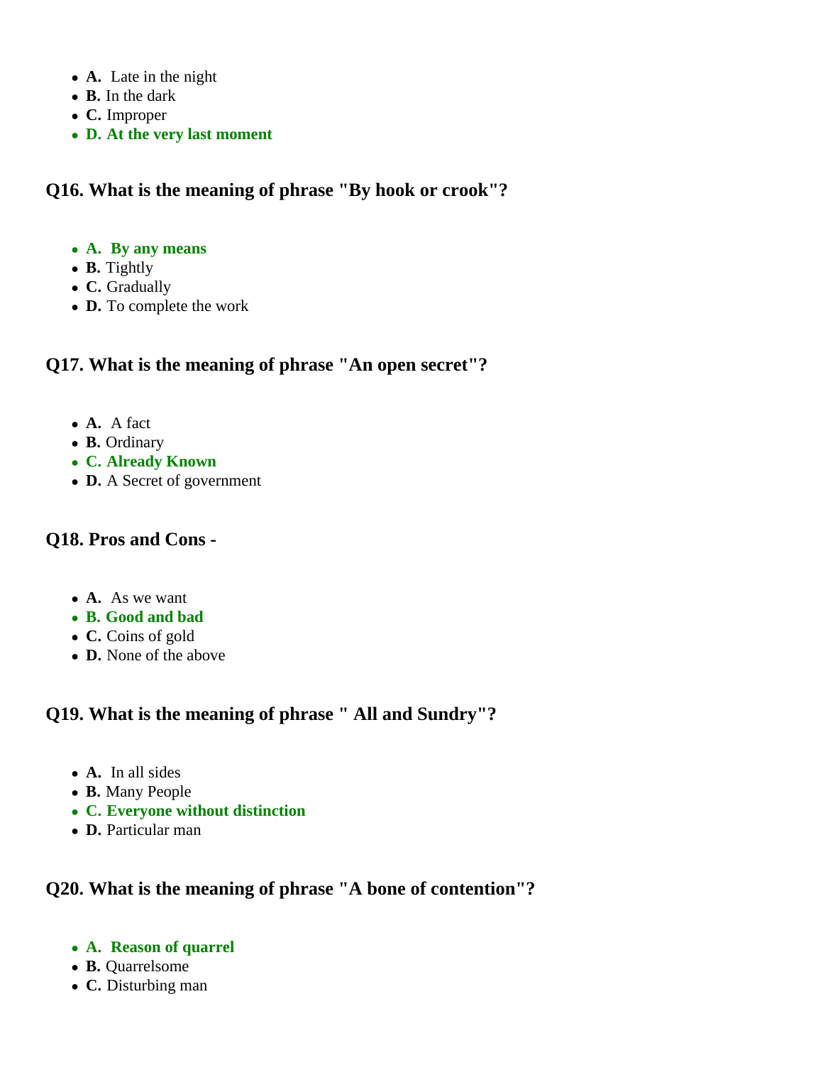- **A.** Late in the night
- **B.** In the dark
- **C.** Improper
- **D. At the very last moment**

### Q16. What is the meaning of phrase "By hook or crook"?

- **A. By any means**
- **B.** Tightly
- **C.** Gradually
- **D.** To complete the work

### Q17. What is the meaning of phrase "An open secret"?

- **A.** A fact
- **B.** Ordinary
- **C. Already Known**
- **D.** A Secret of government

### Q18. Pros and Cons -

- **A.** As we want
- **B. Good and bad**
- **C.** Coins of gold
- **D.** None of the above

### Q19. What is the meaning of phrase " All and Sundry"?

- **A.** In all sides
- **B.** Many People
- **C. Everyone without distinction**
- **D.** Particular man

### Q20. What is the meaning of phrase "A bone of contention"?

- **A. Reason of quarrel**
- **B.** Quarrelsome
- **C.** Disturbing man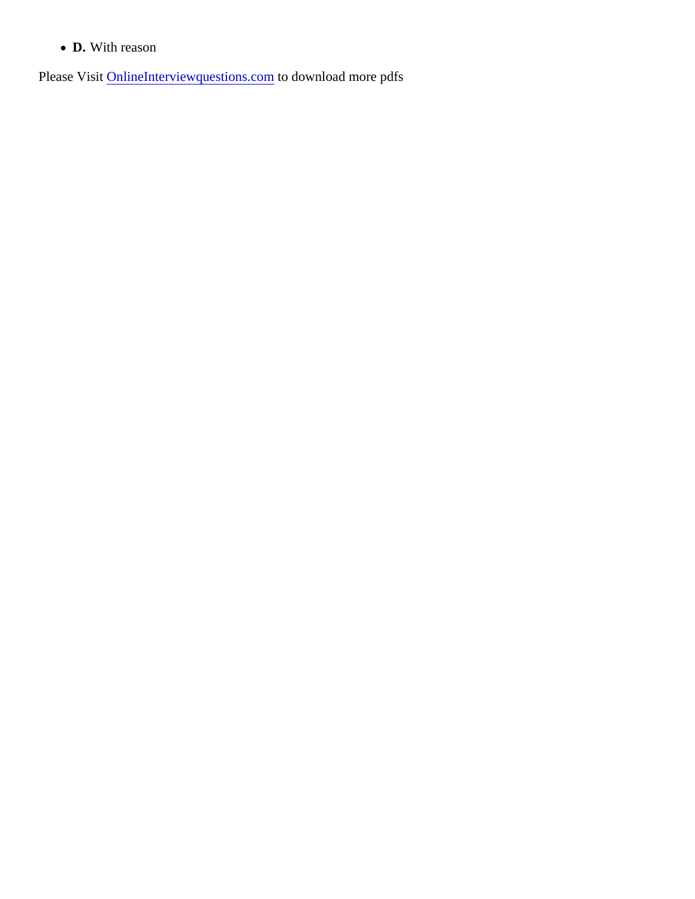- **D.** With reason

Please Visit [OnlineInterviewquestions.com](https://www.onlineinterviewquestions.com) to download more pdfs